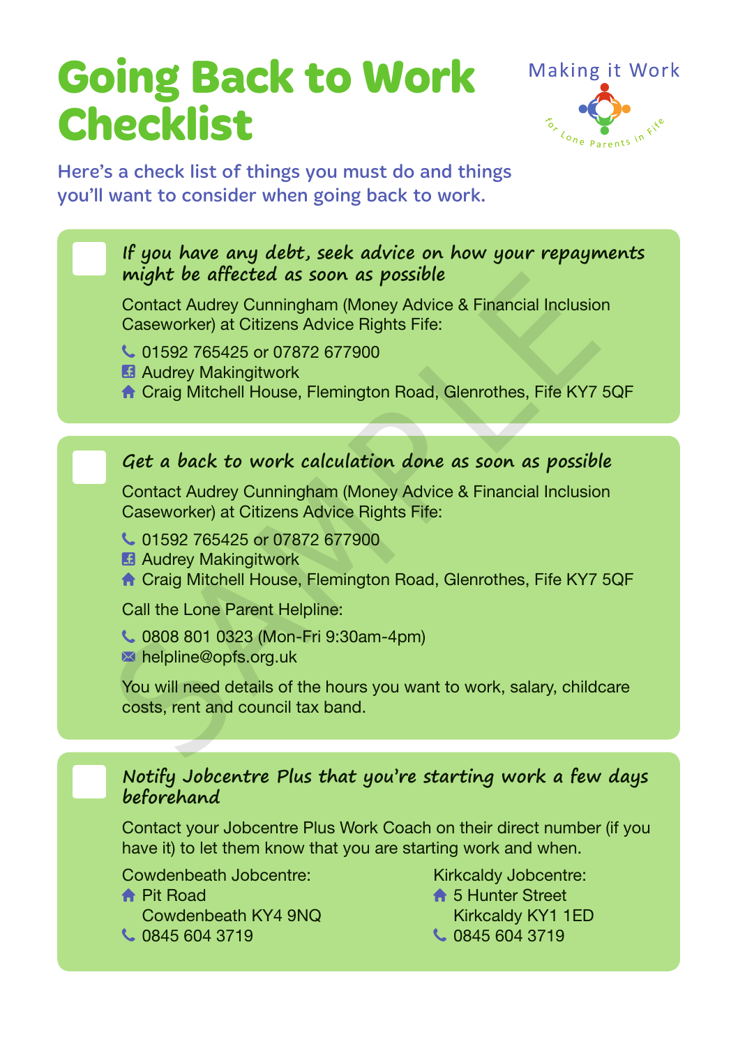# Going Back to Work Checklist

Making it Work

for Lone Parents in Fife

Here's a check list of things you must do and things you'll want to consider when going back to work.

- [ ] ***If you have any debt, seek advice on how your repayments might be affected as soon as possible***

Contact Audrey Cunningham (Money Advice & Financial Inclusion Caseworker) at Citizens Advice Rights Fife:

- 01592 765425 or 07872 677900
- Audrey Makingitwork
- Craig Mitchell House, Flemington Road, Glenrothes, Fife KY7 5QF

- [ ] ***Get a back to work calculation done as soon as possible***

Contact Audrey Cunningham (Money Advice & Financial Inclusion Caseworker) at Citizens Advice Rights Fife:

- 01592 765425 or 07872 677900
- Audrey Makingitwork
- Craig Mitchell House, Flemington Road, Glenrothes, Fife KY7 5QF

Call the Lone Parent Helpline:

- 0808 801 0323 (Mon-Fri 9:30am-4pm)
- helpline@opfs.org.uk

You will need details of the hours you want to work, salary, childcare costs, rent and council tax band.

- [ ] ***Notify Jobcentre Plus that you're starting work a few days beforehand***

Contact your Jobcentre Plus Work Coach on their direct number (if you have it) to let them know that you are starting work and when.

Cowdenbeath Jobcentre:
- Pit Road
  Cowdenbeath KY4 9NQ
- 0845 604 3719

Kirkcaldy Jobcentre:
- 5 Hunter Street
  Kirkcaldy KY1 1ED
- 0845 604 3719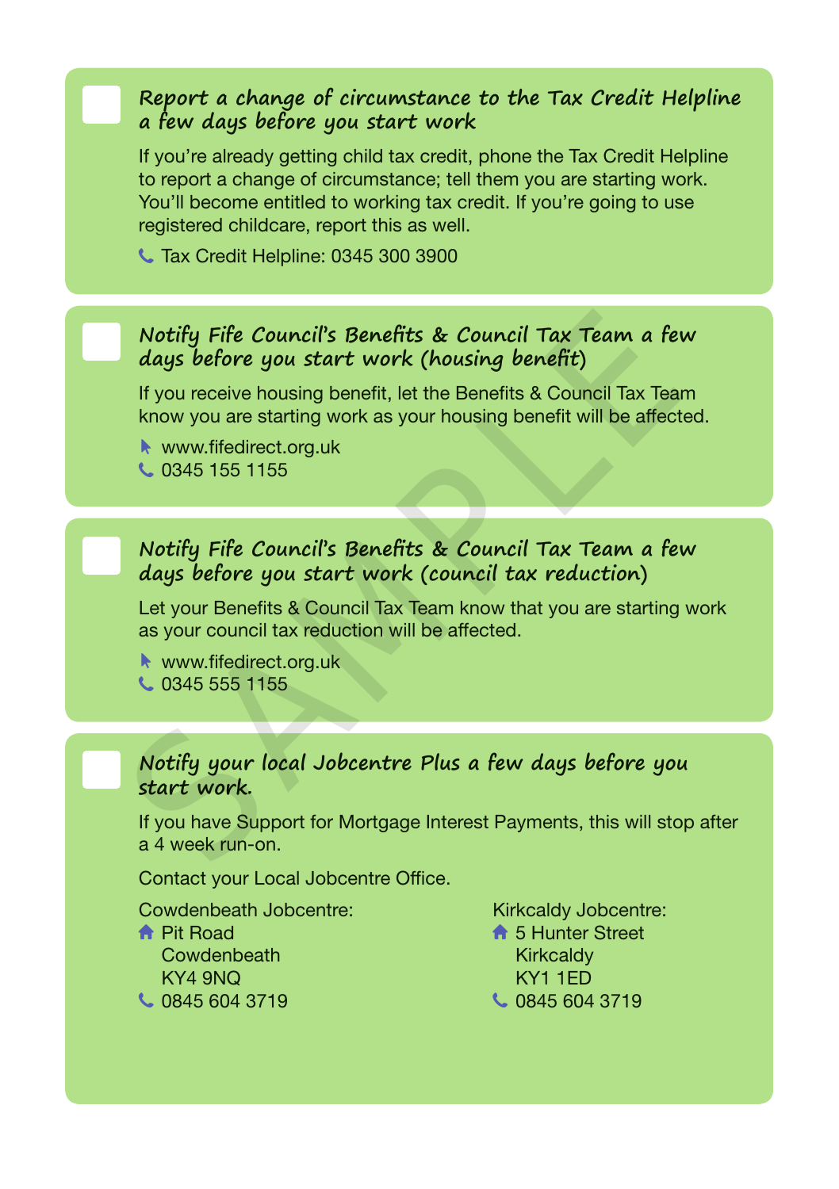- [ ] ***Report a change of circumstance to the Tax Credit Helpline a few days before you start work***

If you're already getting child tax credit, phone the Tax Credit Helpline to report a change of circumstance; tell them you are starting work. You'll become entitled to working tax credit. If you're going to use registered childcare, report this as well.

Tax Credit Helpline: 0345 300 3900

- [ ] ***Notify Fife Council's Benefits & Council Tax Team a few days before you start work (housing benefit)***

If you receive housing benefit, let the Benefits & Council Tax Team know you are starting work as your housing benefit will be affected.

www.fifedirect.org.uk
0345 155 1155

- [ ] ***Notify Fife Council's Benefits & Council Tax Team a few days before you start work (council tax reduction)***

Let your Benefits & Council Tax Team know that you are starting work as your council tax reduction will be affected.

www.fifedirect.org.uk
0345 555 1155

- [ ] ***Notify your local Jobcentre Plus a few days before you start work.***

If you have Support for Mortgage Interest Payments, this will stop after a 4 week run-on.

Contact your Local Jobcentre Office.

Cowdenbeath Jobcentre:
Pit Road
Cowdenbeath
KY4 9NQ
0845 604 3719

Kirkcaldy Jobcentre:
5 Hunter Street
Kirkcaldy
KY1 1ED
0845 604 3719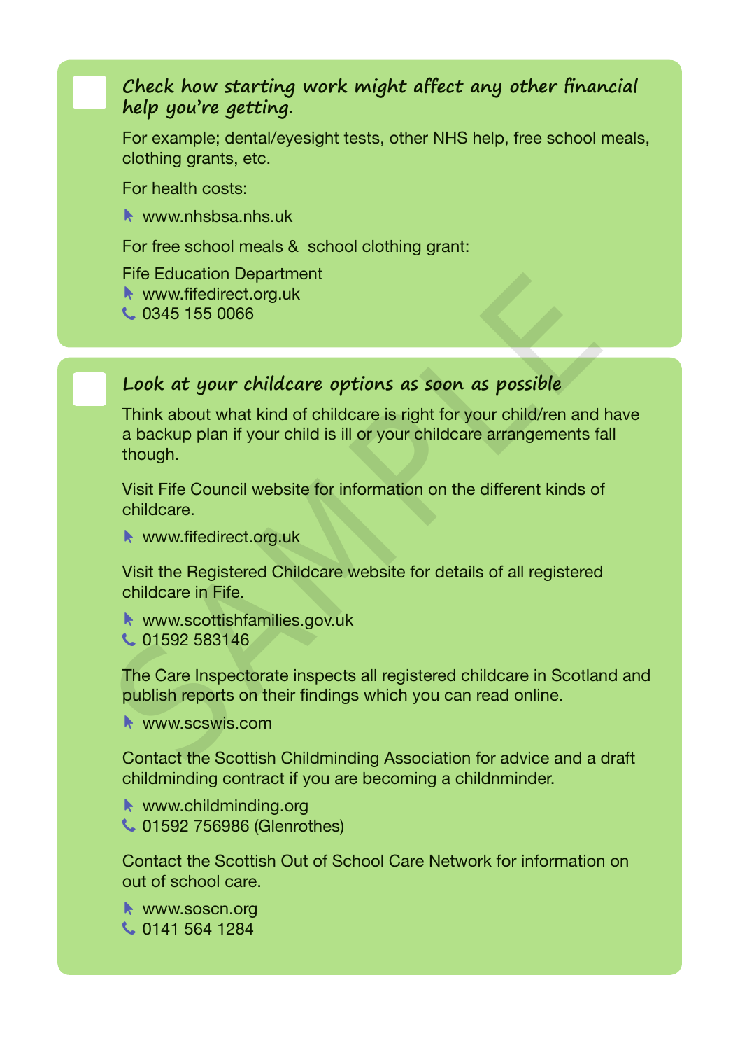### *Check how starting work might affect any other financial help you're getting.*

For example; dental/eyesight tests, other NHS help, free school meals, clothing grants, etc.

For health costs:

- www.nhsbsa.nhs.uk

For free school meals & school clothing grant:

Fife Education Department

- www.fifedirect.org.uk
- 0345 155 0066

### *Look at your childcare options as soon as possible*

Think about what kind of childcare is right for your child/ren and have a backup plan if your child is ill or your childcare arrangements fall though.

Visit Fife Council website for information on the different kinds of childcare.

- www.fifedirect.org.uk

Visit the Registered Childcare website for details of all registered childcare in Fife.

- www.scottishfamilies.gov.uk
- 01592 583146

The Care Inspectorate inspects all registered childcare in Scotland and publish reports on their findings which you can read online.

- www.scswis.com

Contact the Scottish Childminding Association for advice and a draft childminding contract if you are becoming a childnminder.

- www.childminding.org
- 01592 756986 (Glenrothes)

Contact the Scottish Out of School Care Network for information on out of school care.

- www.soscn.org
- 0141 564 1284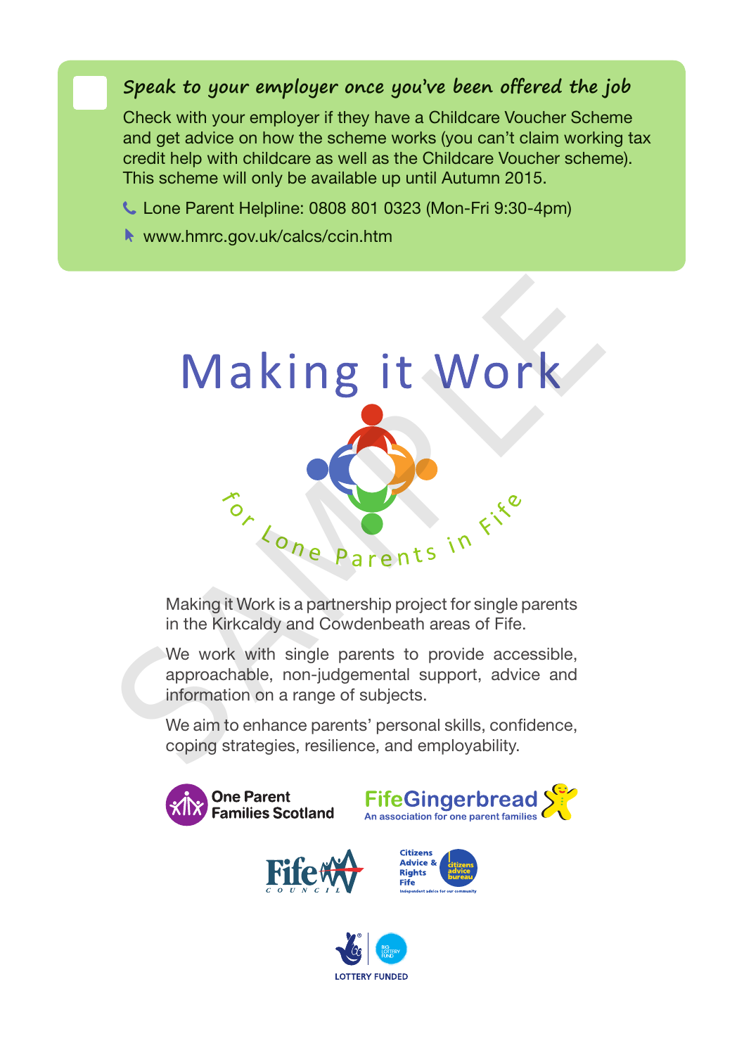### *Speak to your employer once you've been offered the job*

Check with your employer if they have a Childcare Voucher Scheme and get advice on how the scheme works (you can't claim working tax credit help with childcare as well as the Childcare Voucher scheme). This scheme will only be available up until Autumn 2015.

- Lone Parent Helpline: 0808 801 0323 (Mon-Fri 9:30-4pm)
- www.hmrc.gov.uk/calcs/ccin.htm

# Making it Work

for Lone Parents in Fife

Making it Work is a partnership project for single parents in the Kirkcaldy and Cowdenbeath areas of Fife.

We work with single parents to provide accessible, approachable, non-judgemental support, advice and information on a range of subjects.

We aim to enhance parents' personal skills, confidence, coping strategies, resilience, and employability.

One Parent Families Scotland

FifeGingerbread
An association for one parent families

Fife Council

Citizens Advice & Rights Fife
citizens advice bureau
Independent advice for our community

LOTTERY FUNDED